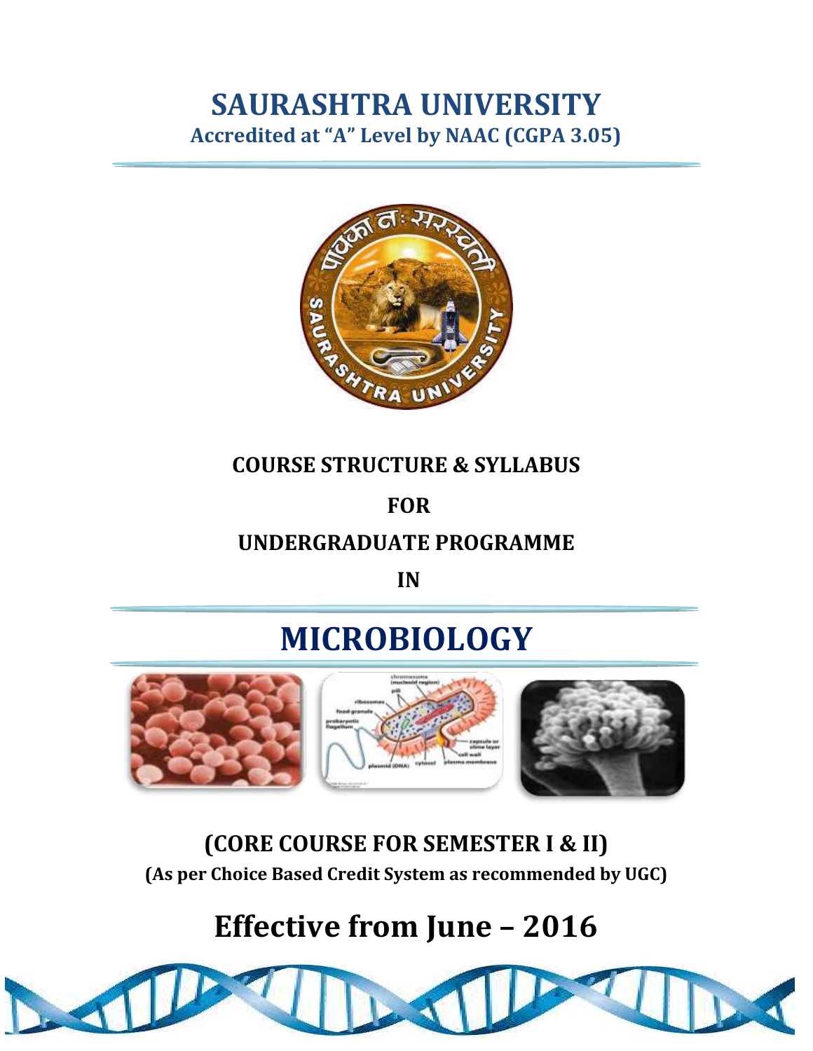# SAURASHTRA UNIVERSITY

**Accredited at "A" Level by NAAC (CGPA 3.05)**

**COURSE STRUCTURE & SYLLABUS**

**FOR**

**UNDERGRADUATE PROGRAMME**

**IN**

# MICROBIOLOGY

## (CORE COURSE FOR SEMESTER I & II)

**(As per Choice Based Credit System as recommended by UGC)**

## Effective from June – 2016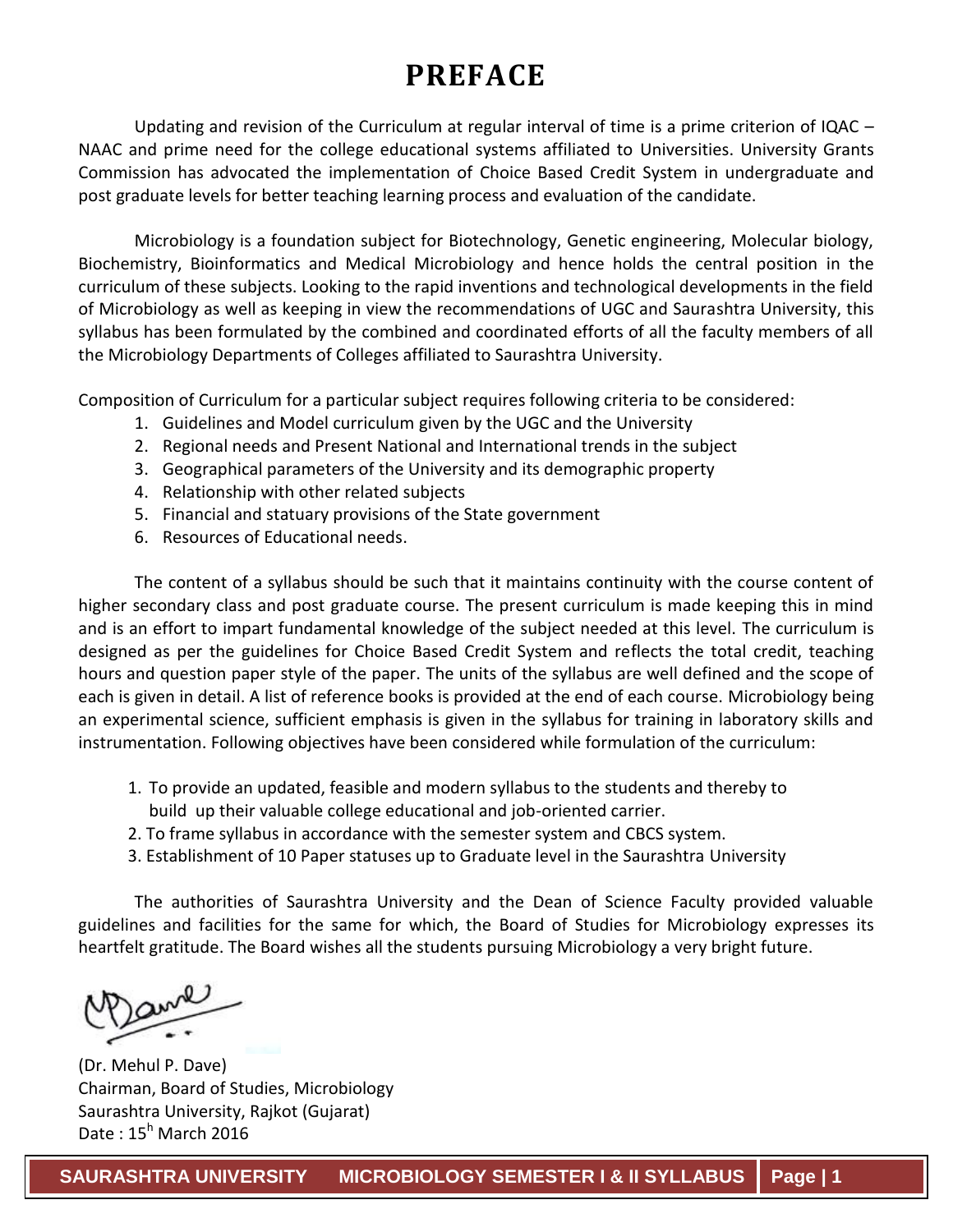# PREFACE

Updating and revision of the Curriculum at regular interval of time is a prime criterion of IQAC – NAAC and prime need for the college educational systems affiliated to Universities. University Grants Commission has advocated the implementation of Choice Based Credit System in undergraduate and post graduate levels for better teaching learning process and evaluation of the candidate.

Microbiology is a foundation subject for Biotechnology, Genetic engineering, Molecular biology, Biochemistry, Bioinformatics and Medical Microbiology and hence holds the central position in the curriculum of these subjects. Looking to the rapid inventions and technological developments in the field of Microbiology as well as keeping in view the recommendations of UGC and Saurashtra University, this syllabus has been formulated by the combined and coordinated efforts of all the faculty members of all the Microbiology Departments of Colleges affiliated to Saurashtra University.

Composition of Curriculum for a particular subject requires following criteria to be considered:

1. Guidelines and Model curriculum given by the UGC and the University
2. Regional needs and Present National and International trends in the subject
3. Geographical parameters of the University and its demographic property
4. Relationship with other related subjects
5. Financial and statuary provisions of the State government
6. Resources of Educational needs.

The content of a syllabus should be such that it maintains continuity with the course content of higher secondary class and post graduate course. The present curriculum is made keeping this in mind and is an effort to impart fundamental knowledge of the subject needed at this level. The curriculum is designed as per the guidelines for Choice Based Credit System and reflects the total credit, teaching hours and question paper style of the paper. The units of the syllabus are well defined and the scope of each is given in detail. A list of reference books is provided at the end of each course. Microbiology being an experimental science, sufficient emphasis is given in the syllabus for training in laboratory skills and instrumentation. Following objectives have been considered while formulation of the curriculum:

1. To provide an updated, feasible and modern syllabus to the students and thereby to build up their valuable college educational and job-oriented carrier.
2. To frame syllabus in accordance with the semester system and CBCS system.
3. Establishment of 10 Paper statuses up to Graduate level in the Saurashtra University

The authorities of Saurashtra University and the Dean of Science Faculty provided valuable guidelines and facilities for the same for which, the Board of Studies for Microbiology expresses its heartfelt gratitude. The Board wishes all the students pursuing Microbiology a very bright future.

(Dr. Mehul P. Dave)
Chairman, Board of Studies, Microbiology
Saurashtra University, Rajkot (Gujarat)
Date : 15[h] March 2016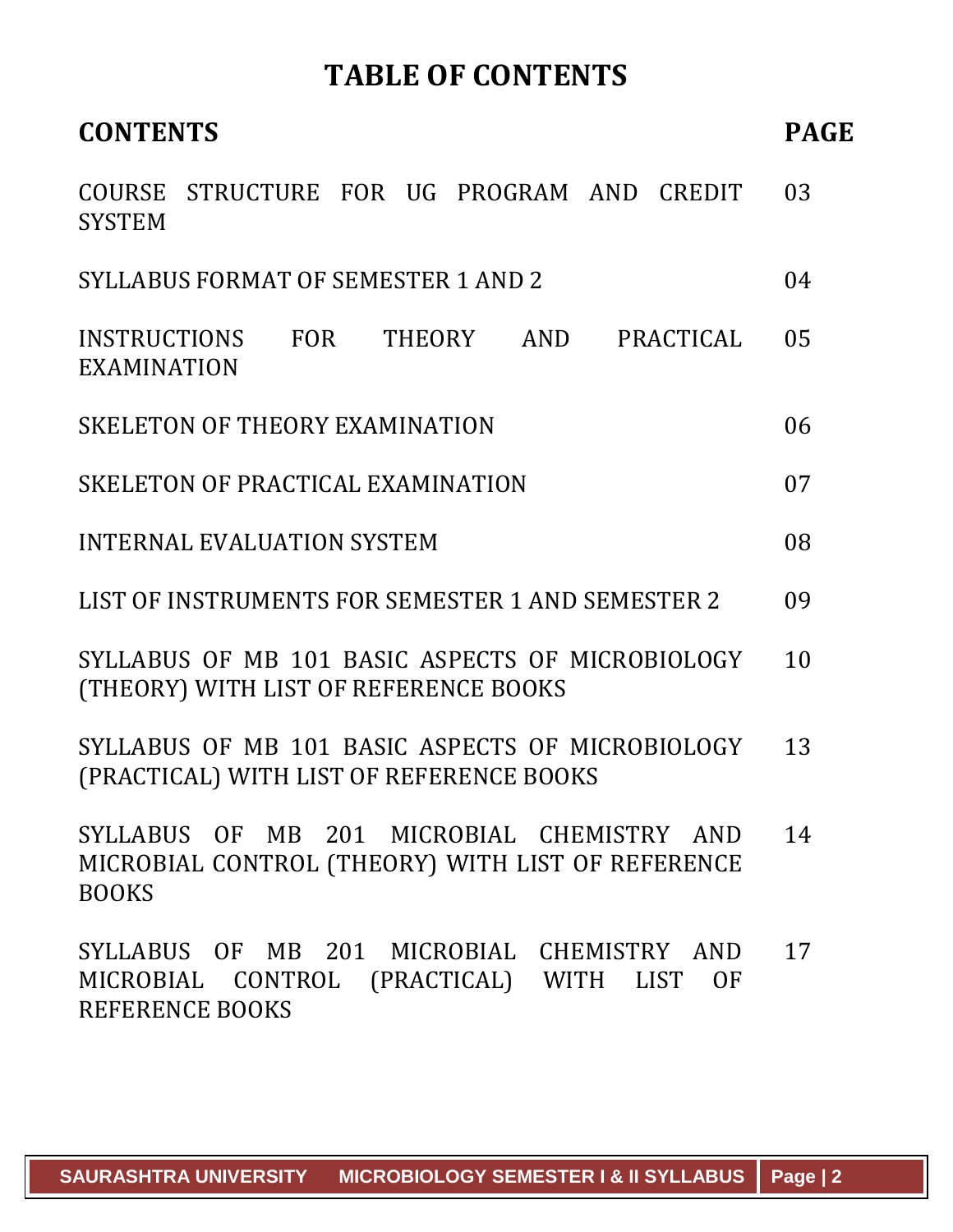# TABLE OF CONTENTS

| CONTENTS | PAGE |
|---|---|
| COURSE STRUCTURE FOR UG PROGRAM AND CREDIT SYSTEM | 03 |
| SYLLABUS FORMAT OF SEMESTER 1 AND 2 | 04 |
| INSTRUCTIONS FOR THEORY AND PRACTICAL EXAMINATION | 05 |
| SKELETON OF THEORY EXAMINATION | 06 |
| SKELETON OF PRACTICAL EXAMINATION | 07 |
| INTERNAL EVALUATION SYSTEM | 08 |
| LIST OF INSTRUMENTS FOR SEMESTER 1 AND SEMESTER 2 | 09 |
| SYLLABUS OF MB 101 BASIC ASPECTS OF MICROBIOLOGY (THEORY) WITH LIST OF REFERENCE BOOKS | 10 |
| SYLLABUS OF MB 101 BASIC ASPECTS OF MICROBIOLOGY (PRACTICAL) WITH LIST OF REFERENCE BOOKS | 13 |
| SYLLABUS OF MB 201 MICROBIAL CHEMISTRY AND MICROBIAL CONTROL (THEORY) WITH LIST OF REFERENCE BOOKS | 14 |
| SYLLABUS OF MB 201 MICROBIAL CHEMISTRY AND MICROBIAL CONTROL (PRACTICAL) WITH LIST OF REFERENCE BOOKS | 17 |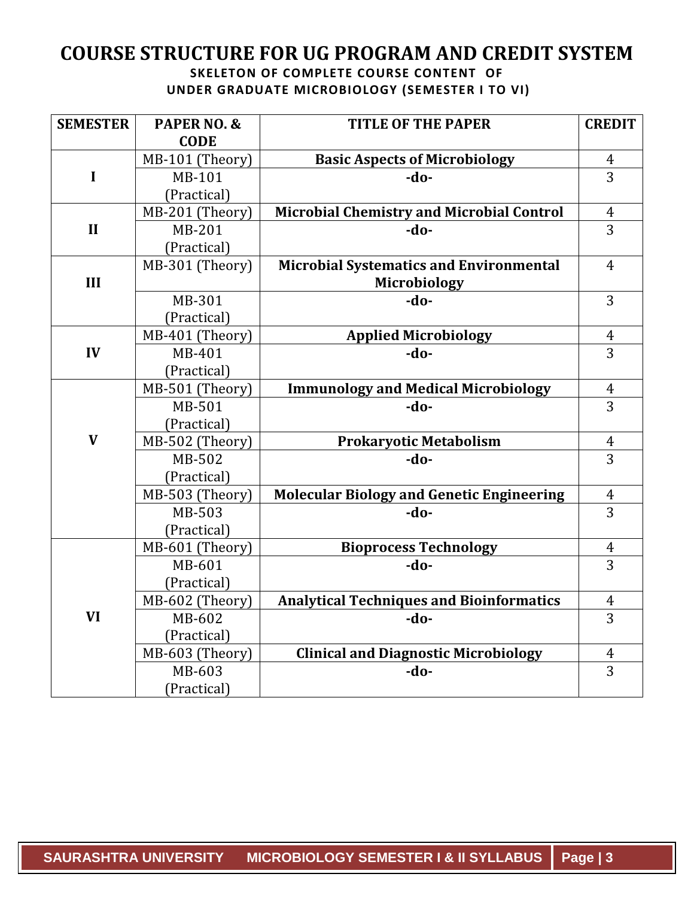# COURSE STRUCTURE FOR UG PROGRAM AND CREDIT SYSTEM

### SKELETON OF COMPLETE COURSE CONTENT OF UNDER GRADUATE MICROBIOLOGY (SEMESTER I TO VI)

| SEMESTER | PAPER NO. & CODE | TITLE OF THE PAPER | CREDIT |
|---|---|---|---|
| I | MB-101 (Theory) | **Basic Aspects of Microbiology** | 4 |
| | MB-101 (Practical) | **-do-** | 3 |
| II | MB-201 (Theory) | **Microbial Chemistry and Microbial Control** | 4 |
| | MB-201 (Practical) | **-do-** | 3 |
| III | MB-301 (Theory) | **Microbial Systematics and Environmental Microbiology** | 4 |
| | MB-301 (Practical) | **-do-** | 3 |
| IV | MB-401 (Theory) | **Applied Microbiology** | 4 |
| | MB-401 (Practical) | **-do-** | 3 |
| V | MB-501 (Theory) | **Immunology and Medical Microbiology** | 4 |
| | MB-501 (Practical) | **-do-** | 3 |
| | MB-502 (Theory) | **Prokaryotic Metabolism** | 4 |
| | MB-502 (Practical) | **-do-** | 3 |
| | MB-503 (Theory) | **Molecular Biology and Genetic Engineering** | 4 |
| | MB-503 (Practical) | **-do-** | 3 |
| VI | MB-601 (Theory) | **Bioprocess Technology** | 4 |
| | MB-601 (Practical) | **-do-** | 3 |
| | MB-602 (Theory) | **Analytical Techniques and Bioinformatics** | 4 |
| | MB-602 (Practical) | **-do-** | 3 |
| | MB-603 (Theory) | **Clinical and Diagnostic Microbiology** | 4 |
| | MB-603 (Practical) | **-do-** | 3 |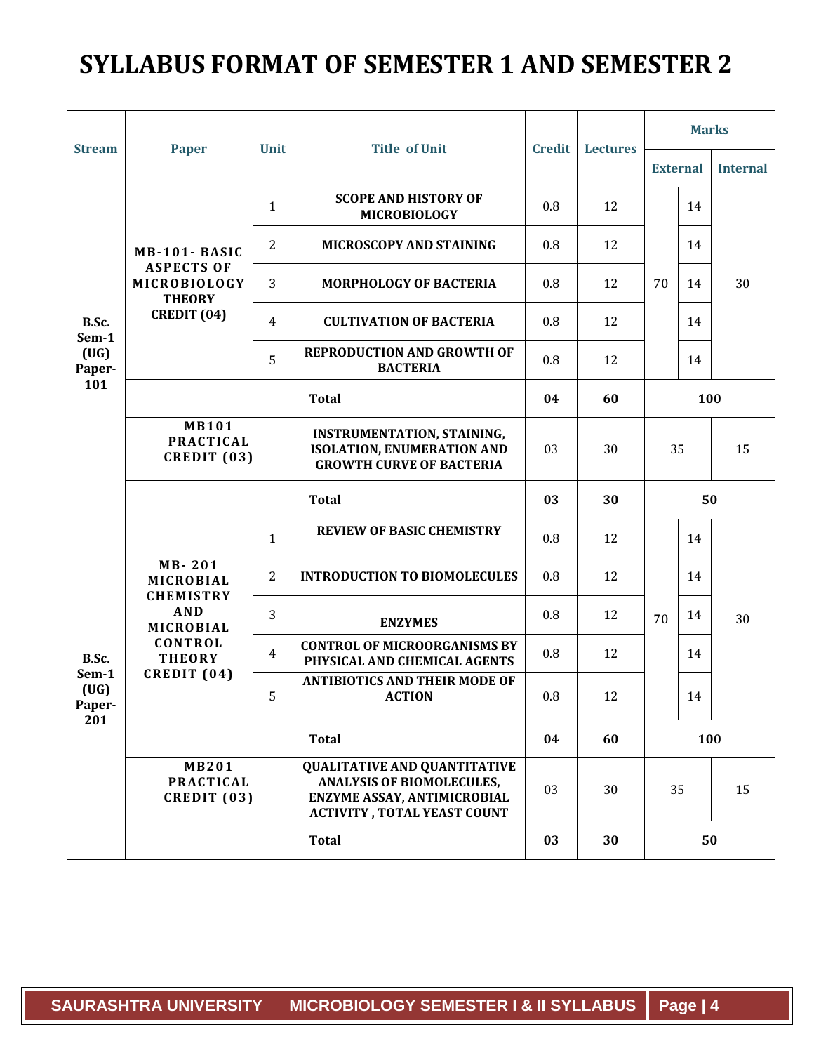# SYLLABUS FORMAT OF SEMESTER 1 AND SEMESTER 2

| Stream | Paper | Unit | Title of Unit | Credit | Lectures | Marks | | |
|---|---|---|---|---|---|---|---|---|
| | | | | | | External | | Internal |
| B.Sc. Sem-1 (UG) Paper-101 | MB-101- BASIC ASPECTS OF MICROBIOLOGY THEORY CREDIT (04) | 1 | SCOPE AND HISTORY OF MICROBIOLOGY | 0.8 | 12 | 70 | 14 | 30 |
| | | 2 | MICROSCOPY AND STAINING | 0.8 | 12 | | 14 | |
| | | 3 | MORPHOLOGY OF BACTERIA | 0.8 | 12 | | 14 | |
| | | 4 | CULTIVATION OF BACTERIA | 0.8 | 12 | | 14 | |
| | | 5 | REPRODUCTION AND GROWTH OF BACTERIA | 0.8 | 12 | | 14 | |
| | Total | | | 04 | 60 | 100 | | |
| | MB101 PRACTICAL CREDIT (03) | | INSTRUMENTATION, STAINING, ISOLATION, ENUMERATION AND GROWTH CURVE OF BACTERIA | 03 | 30 | 35 | | 15 |
| | Total | | | 03 | 30 | 50 | | |
| B.Sc. Sem-1 (UG) Paper-201 | MB- 201 MICROBIAL CHEMISTRY AND MICROBIAL CONTROL THEORY CREDIT (04) | 1 | REVIEW OF BASIC CHEMISTRY | 0.8 | 12 | 70 | 14 | 30 |
| | | 2 | INTRODUCTION TO BIOMOLECULES | 0.8 | 12 | | 14 | |
| | | 3 | ENZYMES | 0.8 | 12 | | 14 | |
| | | 4 | CONTROL OF MICROORGANISMS BY PHYSICAL AND CHEMICAL AGENTS | 0.8 | 12 | | 14 | |
| | | 5 | ANTIBIOTICS AND THEIR MODE OF ACTION | 0.8 | 12 | | 14 | |
| | Total | | | 04 | 60 | 100 | | |
| | MB201 PRACTICAL CREDIT (03) | | QUALITATIVE AND QUANTITATIVE ANALYSIS OF BIOMOLECULES, ENZYME ASSAY, ANTIMICROBIAL ACTIVITY , TOTAL YEAST COUNT | 03 | 30 | 35 | | 15 |
| | Total | | | 03 | 30 | 50 | | |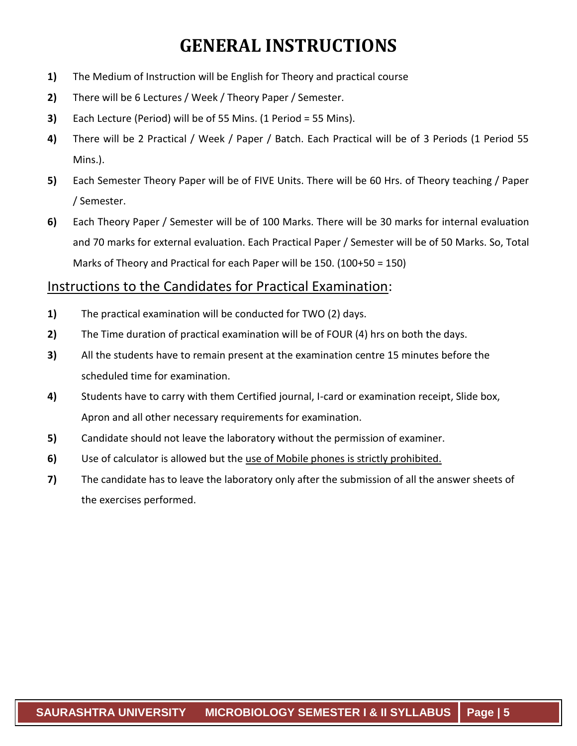# GENERAL INSTRUCTIONS

1) The Medium of Instruction will be English for Theory and practical course
2) There will be 6 Lectures / Week / Theory Paper / Semester.
3) Each Lecture (Period) will be of 55 Mins. (1 Period = 55 Mins).
4) There will be 2 Practical / Week / Paper / Batch. Each Practical will be of 3 Periods (1 Period 55 Mins.).
5) Each Semester Theory Paper will be of FIVE Units. There will be 60 Hrs. of Theory teaching / Paper / Semester.
6) Each Theory Paper / Semester will be of 100 Marks. There will be 30 marks for internal evaluation and 70 marks for external evaluation. Each Practical Paper / Semester will be of 50 Marks. So, Total Marks of Theory and Practical for each Paper will be 150. (100+50 = 150)

## Instructions to the Candidates for Practical Examination:

1) The practical examination will be conducted for TWO (2) days.
2) The Time duration of practical examination will be of FOUR (4) hrs on both the days.
3) All the students have to remain present at the examination centre 15 minutes before the scheduled time for examination.
4) Students have to carry with them Certified journal, I-card or examination receipt, Slide box, Apron and all other necessary requirements for examination.
5) Candidate should not leave the laboratory without the permission of examiner.
6) Use of calculator is allowed but the use of Mobile phones is strictly prohibited.
7) The candidate has to leave the laboratory only after the submission of all the answer sheets of the exercises performed.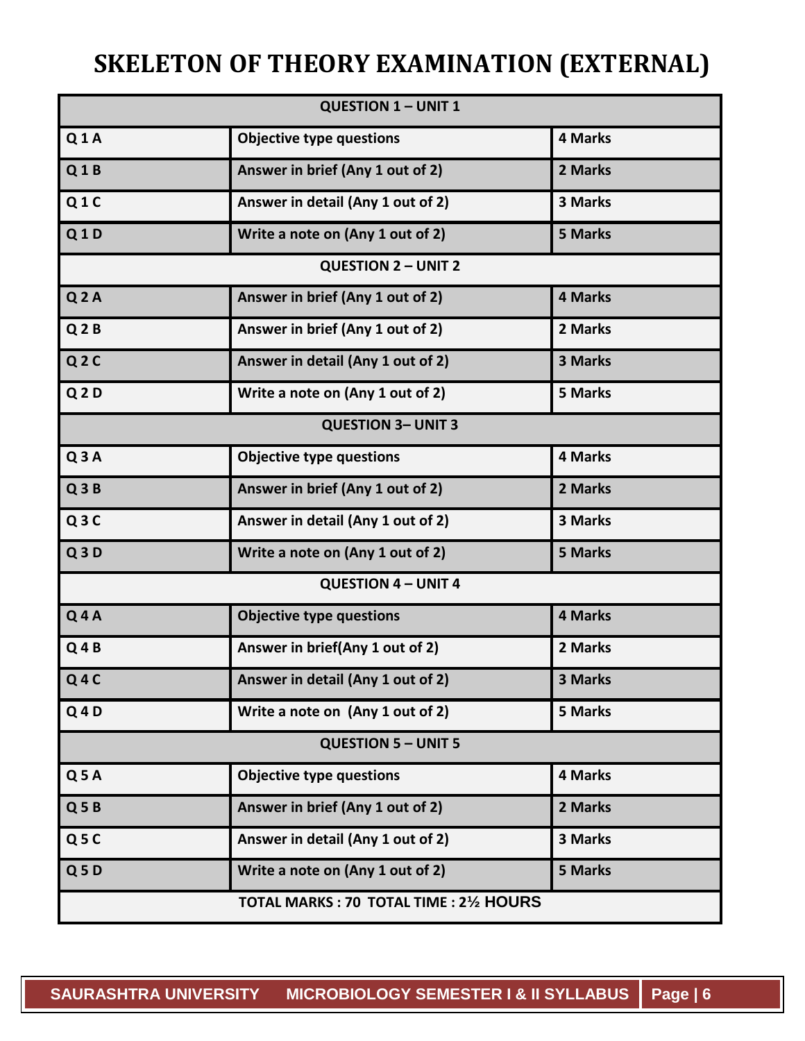# SKELETON OF THEORY EXAMINATION (EXTERNAL)

| QUESTION 1 – UNIT 1 | | |
|---|---|---|
| Q 1 A | Objective type questions | 4 Marks |
| Q 1 B | Answer in brief (Any 1 out of 2) | 2 Marks |
| Q 1 C | Answer in detail (Any 1 out of 2) | 3 Marks |
| Q 1 D | Write a note on (Any 1 out of 2) | 5 Marks |
| **QUESTION 2 – UNIT 2** | | |
| Q 2 A | Answer in brief (Any 1 out of 2) | 4 Marks |
| Q 2 B | Answer in brief (Any 1 out of 2) | 2 Marks |
| Q 2 C | Answer in detail (Any 1 out of 2) | 3 Marks |
| Q 2 D | Write a note on (Any 1 out of 2) | 5 Marks |
| **QUESTION 3– UNIT 3** | | |
| Q 3 A | Objective type questions | 4 Marks |
| Q 3 B | Answer in brief (Any 1 out of 2) | 2 Marks |
| Q 3 C | Answer in detail (Any 1 out of 2) | 3 Marks |
| Q 3 D | Write a note on (Any 1 out of 2) | 5 Marks |
| **QUESTION 4 – UNIT 4** | | |
| Q 4 A | Objective type questions | 4 Marks |
| Q 4 B | Answer in brief(Any 1 out of 2) | 2 Marks |
| Q 4 C | Answer in detail (Any 1 out of 2) | 3 Marks |
| Q 4 D | Write a note on (Any 1 out of 2) | 5 Marks |
| **QUESTION 5 – UNIT 5** | | |
| Q 5 A | Objective type questions | 4 Marks |
| Q 5 B | Answer in brief (Any 1 out of 2) | 2 Marks |
| Q 5 C | Answer in detail (Any 1 out of 2) | 3 Marks |
| Q 5 D | Write a note on (Any 1 out of 2) | 5 Marks |
| **TOTAL MARKS : 70 TOTAL TIME : 2½ HOURS** | | |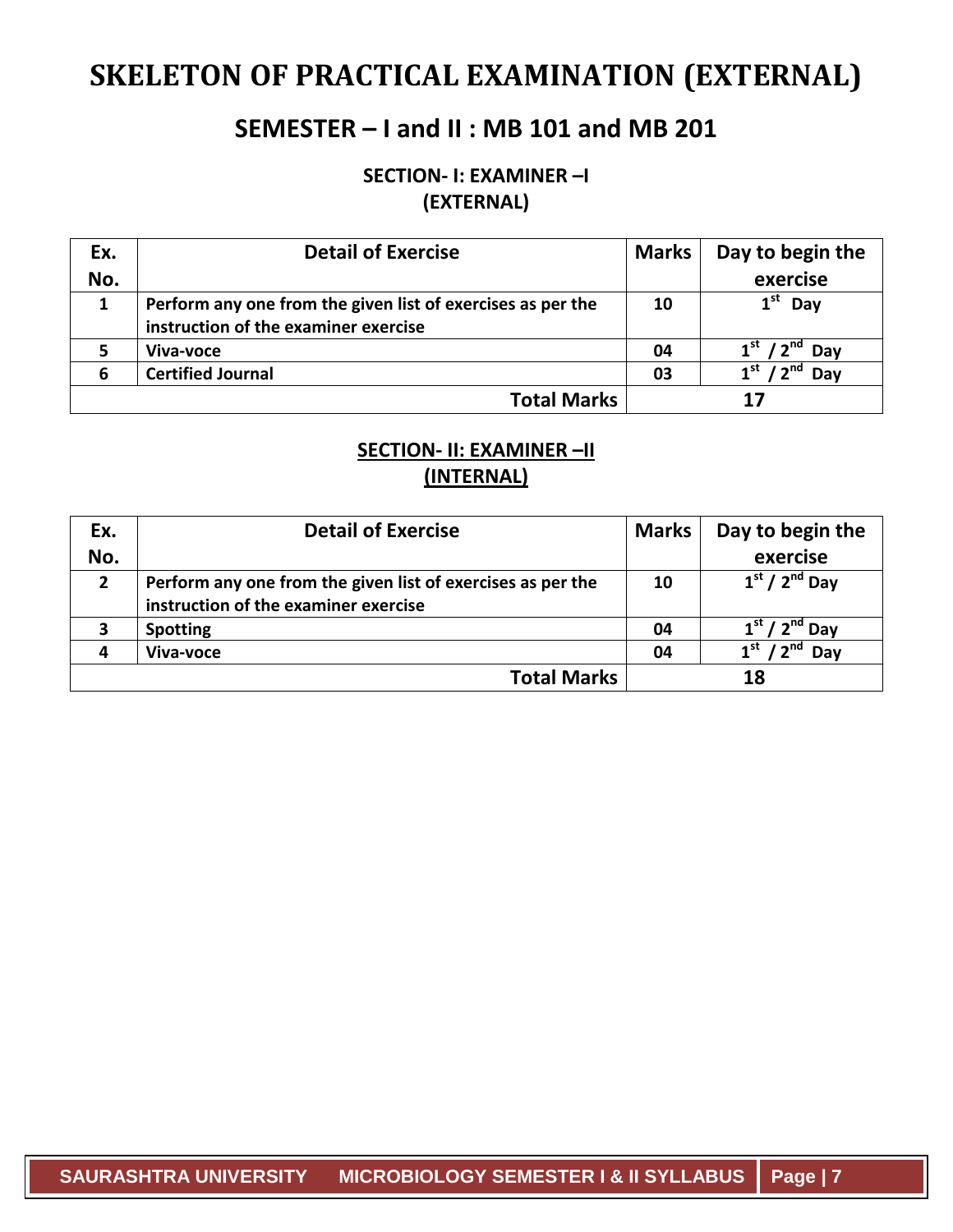# SKELETON OF PRACTICAL EXAMINATION (EXTERNAL)

## SEMESTER – I and II : MB 101 and MB 201

### SECTION- I: EXAMINER –I (EXTERNAL)

| Ex. No. | Detail of Exercise | Marks | Day to begin the exercise |
|---|---|---|---|
| 1 | Perform any one from the given list of exercises as per the instruction of the examiner exercise | 10 | 1st Day |
| 5 | Viva-voce | 04 | 1st / 2nd Day |
| 6 | Certified Journal | 03 | 1st / 2nd Day |
| | **Total Marks** | 17 | |

### SECTION- II: EXAMINER –II (INTERNAL)

| Ex. No. | Detail of Exercise | Marks | Day to begin the exercise |
|---|---|---|---|
| 2 | Perform any one from the given list of exercises as per the instruction of the examiner exercise | 10 | 1st / 2nd Day |
| 3 | Spotting | 04 | 1st / 2nd Day |
| 4 | Viva-voce | 04 | 1st / 2nd Day |
| | **Total Marks** | 18 | |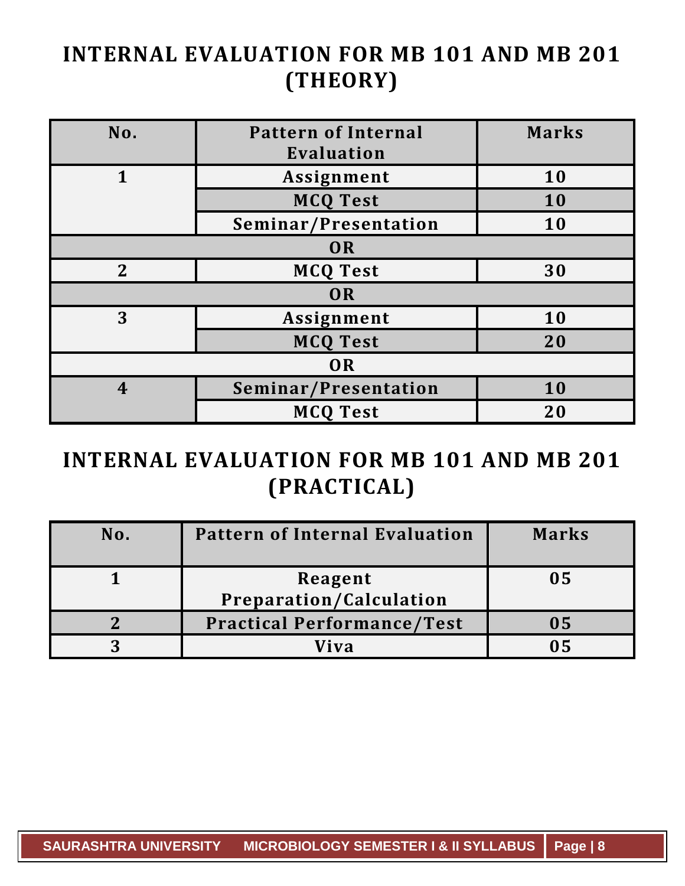# INTERNAL EVALUATION FOR MB 101 AND MB 201 (THEORY)

| No. | Pattern of Internal Evaluation | Marks |
|---|---|---|
| 1 | Assignment | 10 |
| | MCQ Test | 10 |
| | Seminar/Presentation | 10 |
| OR | | |
| 2 | MCQ Test | 30 |
| OR | | |
| 3 | Assignment | 10 |
| | MCQ Test | 20 |
| OR | | |
| 4 | Seminar/Presentation | 10 |
| | MCQ Test | 20 |

# INTERNAL EVALUATION FOR MB 101 AND MB 201 (PRACTICAL)

| No. | Pattern of Internal Evaluation | Marks |
|---|---|---|
| 1 | Reagent Preparation/Calculation | 05 |
| 2 | Practical Performance/Test | 05 |
| 3 | Viva | 05 |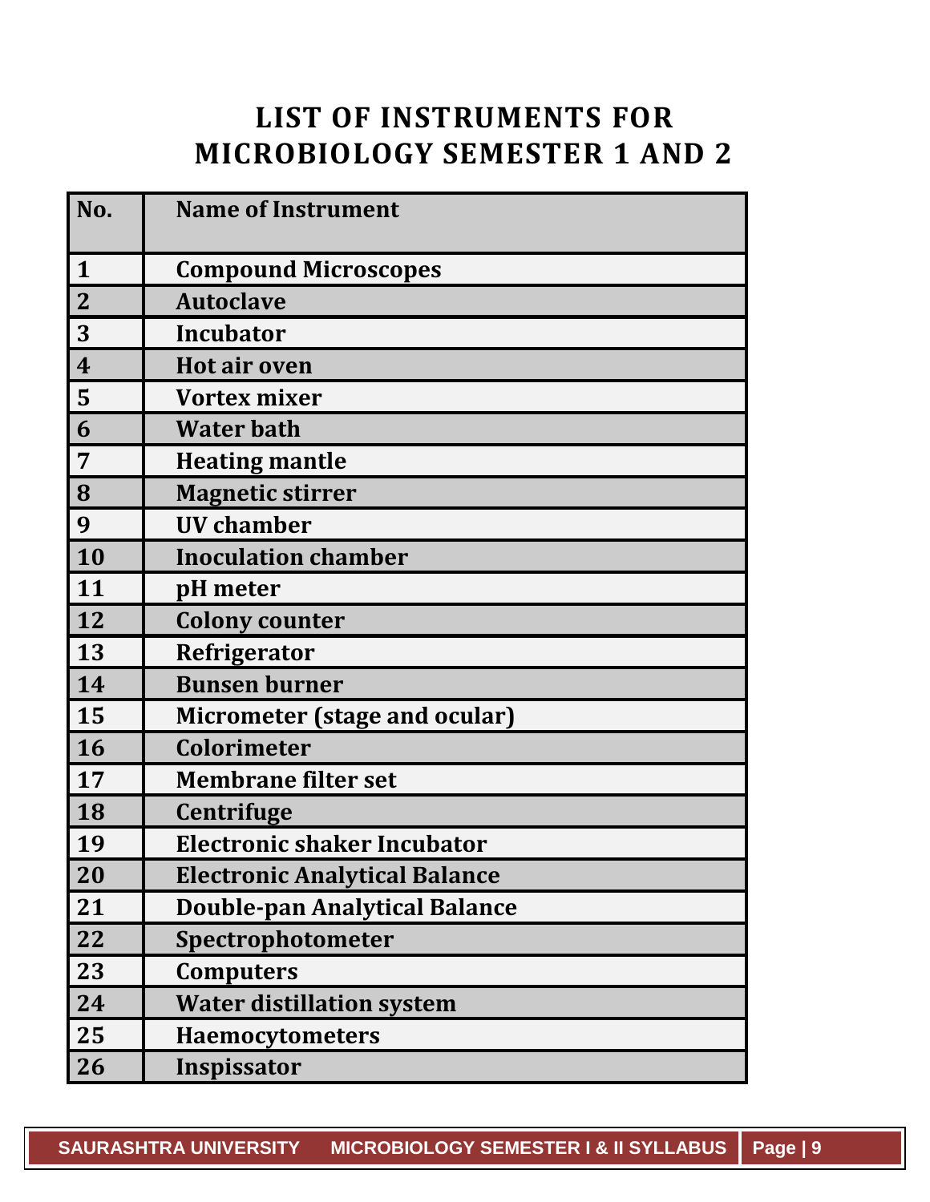# LIST OF INSTRUMENTS FOR MICROBIOLOGY SEMESTER 1 AND 2

| No. | Name of Instrument |
|---|---|
| 1 | Compound Microscopes |
| 2 | Autoclave |
| 3 | Incubator |
| 4 | Hot air oven |
| 5 | Vortex mixer |
| 6 | Water bath |
| 7 | Heating mantle |
| 8 | Magnetic stirrer |
| 9 | UV chamber |
| 10 | Inoculation chamber |
| 11 | pH meter |
| 12 | Colony counter |
| 13 | Refrigerator |
| 14 | Bunsen burner |
| 15 | Micrometer (stage and ocular) |
| 16 | Colorimeter |
| 17 | Membrane filter set |
| 18 | Centrifuge |
| 19 | Electronic shaker Incubator |
| 20 | Electronic Analytical Balance |
| 21 | Double-pan Analytical Balance |
| 22 | Spectrophotometer |
| 23 | Computers |
| 24 | Water distillation system |
| 25 | Haemocytometers |
| 26 | Inspissator |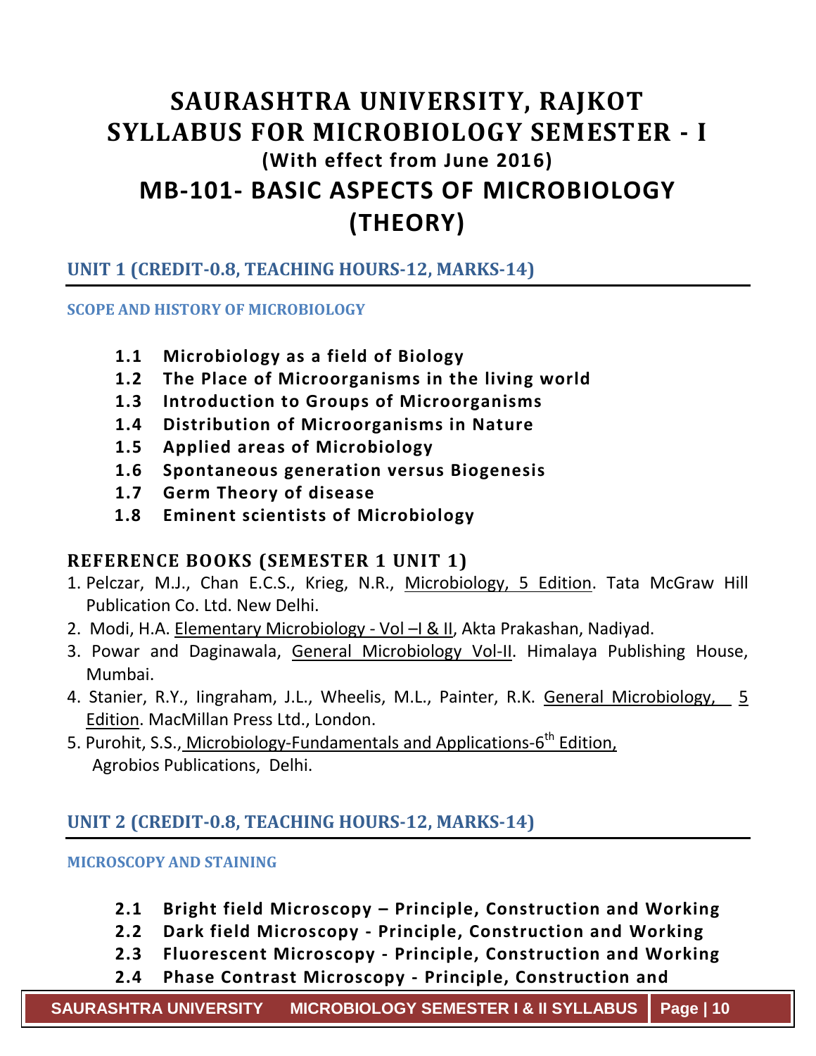# SAURASHTRA UNIVERSITY, RAJKOT
# SYLLABUS FOR MICROBIOLOGY SEMESTER - I
### (With effect from June 2016)
# MB-101- BASIC ASPECTS OF MICROBIOLOGY (THEORY)

## UNIT 1 (CREDIT-0.8, TEACHING HOURS-12, MARKS-14)

#### SCOPE AND HISTORY OF MICROBIOLOGY

- **1.1 Microbiology as a field of Biology**
- **1.2 The Place of Microorganisms in the living world**
- **1.3 Introduction to Groups of Microorganisms**
- **1.4 Distribution of Microorganisms in Nature**
- **1.5 Applied areas of Microbiology**
- **1.6 Spontaneous generation versus Biogenesis**
- **1.7 Germ Theory of disease**
- **1.8 Eminent scientists of Microbiology**

### REFERENCE BOOKS (SEMESTER 1 UNIT 1)

1. Pelczar, M.J., Chan E.C.S., Krieg, N.R., Microbiology, 5 Edition. Tata McGraw Hill Publication Co. Ltd. New Delhi.
2. Modi, H.A. Elementary Microbiology - Vol –I & II, Akta Prakashan, Nadiyad.
3. Powar and Daginawala, General Microbiology Vol-II. Himalaya Publishing House, Mumbai.
4. Stanier, R.Y., Iingraham, J.L., Wheelis, M.L., Painter, R.K. General Microbiology, 5 Edition. MacMillan Press Ltd., London.
5. Purohit, S.S., Microbiology-Fundamentals and Applications-6th Edition, Agrobios Publications, Delhi.

## UNIT 2 (CREDIT-0.8, TEACHING HOURS-12, MARKS-14)

#### MICROSCOPY AND STAINING

- **2.1 Bright field Microscopy – Principle, Construction and Working**
- **2.2 Dark field Microscopy - Principle, Construction and Working**
- **2.3 Fluorescent Microscopy - Principle, Construction and Working**
- **2.4 Phase Contrast Microscopy - Principle, Construction and**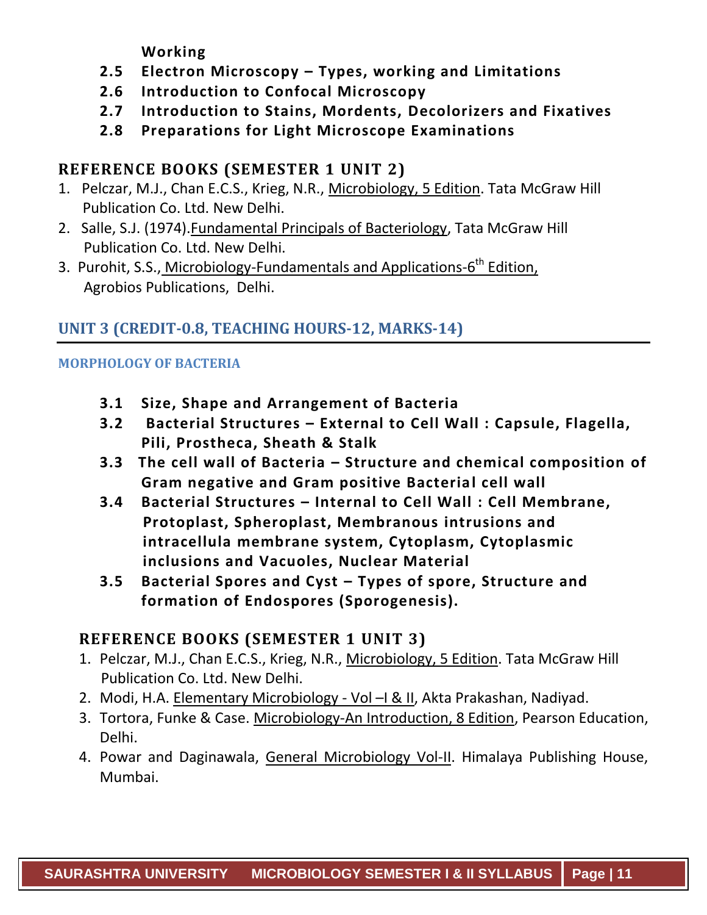**Working**

- **2.5 Electron Microscopy – Types, working and Limitations**
- **2.6 Introduction to Confocal Microscopy**
- **2.7 Introduction to Stains, Mordents, Decolorizers and Fixatives**
- **2.8 Preparations for Light Microscope Examinations**

## REFERENCE BOOKS (SEMESTER 1 UNIT 2)

1. Pelczar, M.J., Chan E.C.S., Krieg, N.R., Microbiology, 5 Edition. Tata McGraw Hill Publication Co. Ltd. New Delhi.
2. Salle, S.J. (1974).Fundamental Principals of Bacteriology, Tata McGraw Hill Publication Co. Ltd. New Delhi.
3. Purohit, S.S., Microbiology-Fundamentals and Applications-6th Edition, Agrobios Publications, Delhi.

## UNIT 3 (CREDIT-0.8, TEACHING HOURS-12, MARKS-14)

### MORPHOLOGY OF BACTERIA

- **3.1 Size, Shape and Arrangement of Bacteria**
- **3.2 Bacterial Structures – External to Cell Wall : Capsule, Flagella, Pili, Prostheca, Sheath & Stalk**
- **3.3 The cell wall of Bacteria – Structure and chemical composition of Gram negative and Gram positive Bacterial cell wall**
- **3.4 Bacterial Structures – Internal to Cell Wall : Cell Membrane, Protoplast, Spheroplast, Membranous intrusions and intracellula membrane system, Cytoplasm, Cytoplasmic inclusions and Vacuoles, Nuclear Material**
- **3.5 Bacterial Spores and Cyst – Types of spore, Structure and formation of Endospores (Sporogenesis).**

## REFERENCE BOOKS (SEMESTER 1 UNIT 3)

1. Pelczar, M.J., Chan E.C.S., Krieg, N.R., Microbiology, 5 Edition. Tata McGraw Hill Publication Co. Ltd. New Delhi.
2. Modi, H.A. Elementary Microbiology - Vol –I & II, Akta Prakashan, Nadiyad.
3. Tortora, Funke & Case. Microbiology-An Introduction, 8 Edition, Pearson Education, Delhi.
4. Powar and Daginawala, General Microbiology Vol-II. Himalaya Publishing House, Mumbai.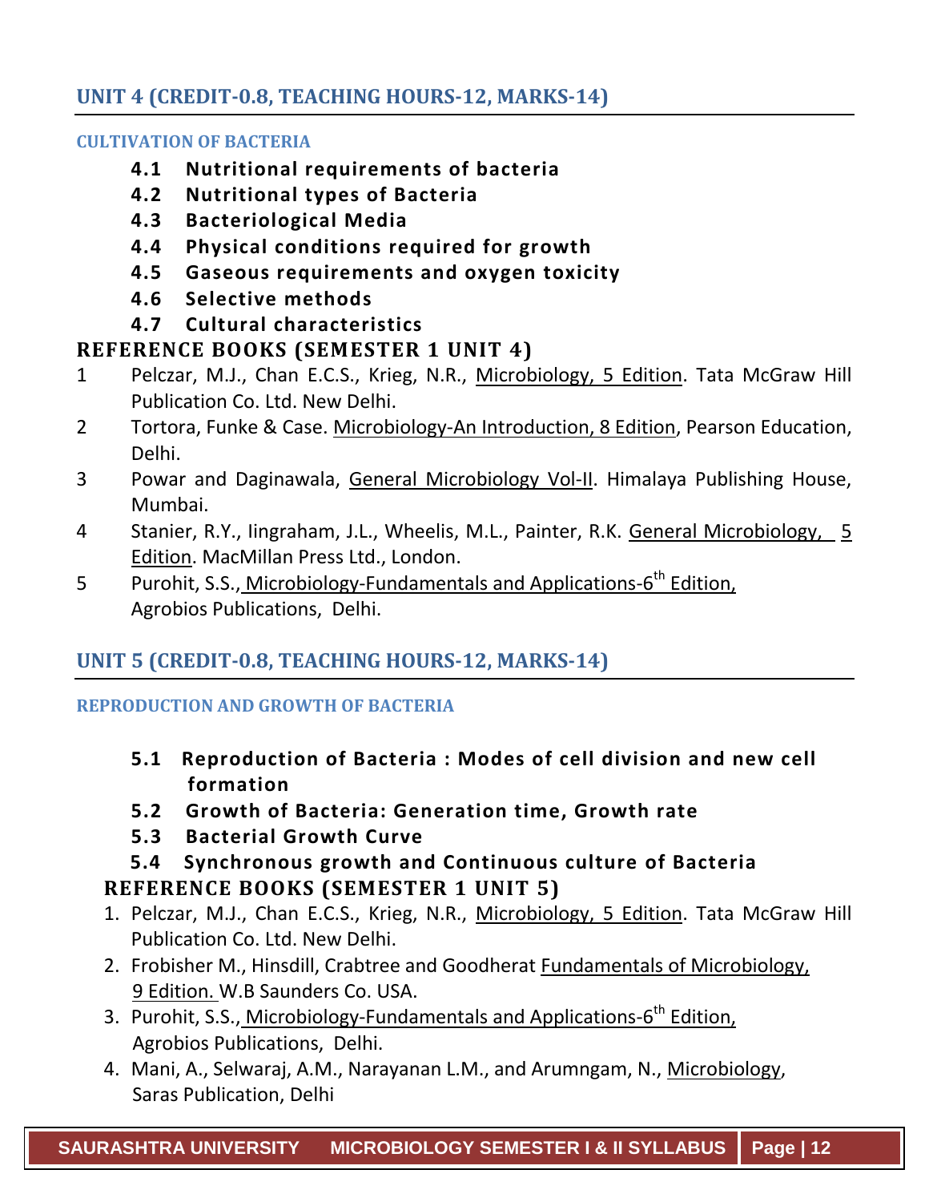## UNIT 4 (CREDIT-0.8, TEACHING HOURS-12, MARKS-14)

### CULTIVATION OF BACTERIA

- **4.1 Nutritional requirements of bacteria**
- **4.2 Nutritional types of Bacteria**
- **4.3 Bacteriological Media**
- **4.4 Physical conditions required for growth**
- **4.5 Gaseous requirements and oxygen toxicity**
- **4.6 Selective methods**
- **4.7 Cultural characteristics**

### REFERENCE BOOKS (SEMESTER 1 UNIT 4)

1. Pelczar, M.J., Chan E.C.S., Krieg, N.R., Microbiology, 5 Edition. Tata McGraw Hill Publication Co. Ltd. New Delhi.
2. Tortora, Funke & Case. Microbiology-An Introduction, 8 Edition, Pearson Education, Delhi.
3. Powar and Daginawala, General Microbiology Vol-II. Himalaya Publishing House, Mumbai.
4. Stanier, R.Y., Iingraham, J.L., Wheelis, M.L., Painter, R.K. General Microbiology, 5 Edition. MacMillan Press Ltd., London.
5. Purohit, S.S., Microbiology-Fundamentals and Applications-6th Edition, Agrobios Publications, Delhi.

## UNIT 5 (CREDIT-0.8, TEACHING HOURS-12, MARKS-14)

### REPRODUCTION AND GROWTH OF BACTERIA

- **5.1 Reproduction of Bacteria : Modes of cell division and new cell formation**
- **5.2 Growth of Bacteria: Generation time, Growth rate**
- **5.3 Bacterial Growth Curve**
- **5.4 Synchronous growth and Continuous culture of Bacteria**

### REFERENCE BOOKS (SEMESTER 1 UNIT 5)

1. Pelczar, M.J., Chan E.C.S., Krieg, N.R., Microbiology, 5 Edition. Tata McGraw Hill Publication Co. Ltd. New Delhi.
2. Frobisher M., Hinsdill, Crabtree and Goodherat Fundamentals of Microbiology, 9 Edition. W.B Saunders Co. USA.
3. Purohit, S.S., Microbiology-Fundamentals and Applications-6th Edition, Agrobios Publications, Delhi.
4. Mani, A., Selwaraj, A.M., Narayanan L.M., and Arumngam, N., Microbiology, Saras Publication, Delhi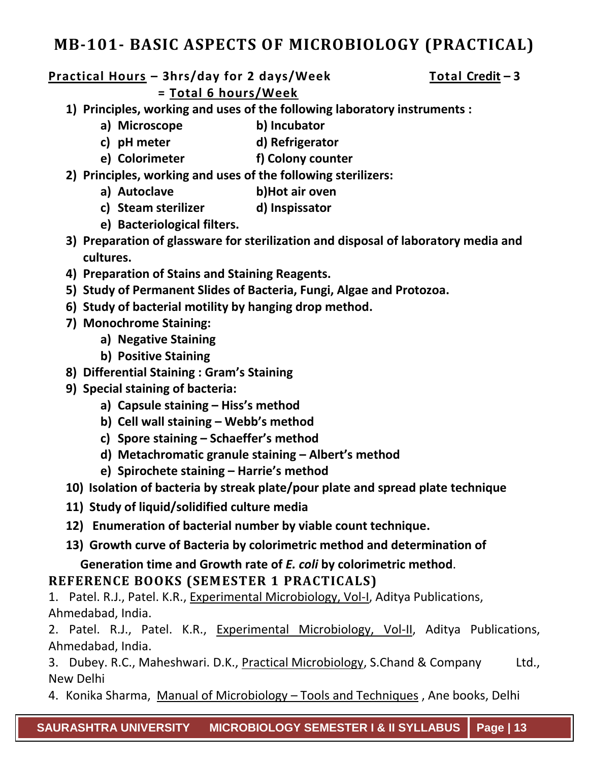# MB-101- BASIC ASPECTS OF MICROBIOLOGY (PRACTICAL)

**Practical Hours – 3hrs/day for 2 days/Week = Total 6 hours/Week** **Total Credit – 3**

1) **Principles, working and uses of the following laboratory instruments :**
   a) **Microscope** b) **Incubator**
   c) **pH meter** d) **Refrigerator**
   e) **Colorimeter** f) **Colony counter**
2) **Principles, working and uses of the following sterilizers:**
   a) **Autoclave** b) **Hot air oven**
   c) **Steam sterilizer** d) **Inspissator**
   e) **Bacteriological filters.**
3) **Preparation of glassware for sterilization and disposal of laboratory media and cultures.**
4) **Preparation of Stains and Staining Reagents.**
5) **Study of Permanent Slides of Bacteria, Fungi, Algae and Protozoa.**
6) **Study of bacterial motility by hanging drop method.**
7) **Monochrome Staining:**
   a) **Negative Staining**
   b) **Positive Staining**
8) **Differential Staining : Gram's Staining**
9) **Special staining of bacteria:**
   a) **Capsule staining – Hiss's method**
   b) **Cell wall staining – Webb's method**
   c) **Spore staining – Schaeffer's method**
   d) **Metachromatic granule staining – Albert's method**
   e) **Spirochete staining – Harrie's method**
10) **Isolation of bacteria by streak plate/pour plate and spread plate technique**
11) **Study of liquid/solidified culture media**
12) **Enumeration of bacterial number by viable count technique.**
13) **Growth curve of Bacteria by colorimetric method and determination of Generation time and Growth rate of *E. coli* by colorimetric method**.

## REFERENCE BOOKS (SEMESTER 1 PRACTICALS)

1. Patel. R.J., Patel. K.R., Experimental Microbiology, Vol-I, Aditya Publications, Ahmedabad, India.
2. Patel. R.J., Patel. K.R., Experimental Microbiology, Vol-II, Aditya Publications, Ahmedabad, India.
3. Dubey. R.C., Maheshwari. D.K., Practical Microbiology, S.Chand & Company Ltd., New Delhi
4. Konika Sharma, Manual of Microbiology – Tools and Techniques , Ane books, Delhi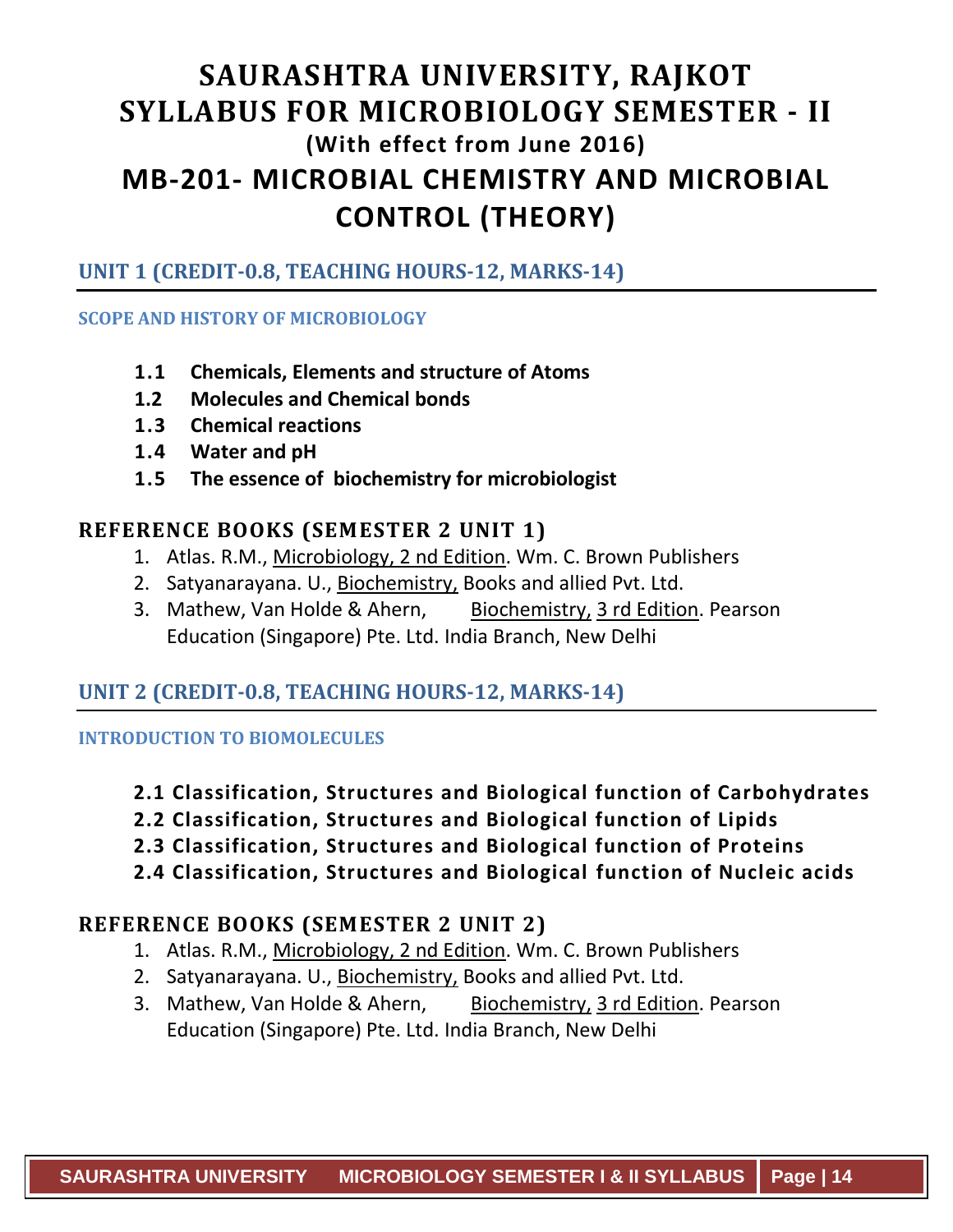# SAURASHTRA UNIVERSITY, RAJKOT
# SYLLABUS FOR MICROBIOLOGY SEMESTER - II

**(With effect from June 2016)**

# MB-201- MICROBIAL CHEMISTRY AND MICROBIAL CONTROL (THEORY)

## UNIT 1 (CREDIT-0.8, TEACHING HOURS-12, MARKS-14)

### SCOPE AND HISTORY OF MICROBIOLOGY

- **1.1 Chemicals, Elements and structure of Atoms**
- **1.2 Molecules and Chemical bonds**
- **1.3 Chemical reactions**
- **1.4 Water and pH**
- **1.5 The essence of biochemistry for microbiologist**

## REFERENCE BOOKS (SEMESTER 2 UNIT 1)

1. Atlas. R.M., Microbiology, 2 nd Edition. Wm. C. Brown Publishers
2. Satyanarayana. U., Biochemistry, Books and allied Pvt. Ltd.
3. Mathew, Van Holde & Ahern, Biochemistry, 3 rd Edition. Pearson Education (Singapore) Pte. Ltd. India Branch, New Delhi

## UNIT 2 (CREDIT-0.8, TEACHING HOURS-12, MARKS-14)

### INTRODUCTION TO BIOMOLECULES

- **2.1 Classification, Structures and Biological function of Carbohydrates**
- **2.2 Classification, Structures and Biological function of Lipids**
- **2.3 Classification, Structures and Biological function of Proteins**
- **2.4 Classification, Structures and Biological function of Nucleic acids**

## REFERENCE BOOKS (SEMESTER 2 UNIT 2)

1. Atlas. R.M., Microbiology, 2 nd Edition. Wm. C. Brown Publishers
2. Satyanarayana. U., Biochemistry, Books and allied Pvt. Ltd.
3. Mathew, Van Holde & Ahern, Biochemistry, 3 rd Edition. Pearson Education (Singapore) Pte. Ltd. India Branch, New Delhi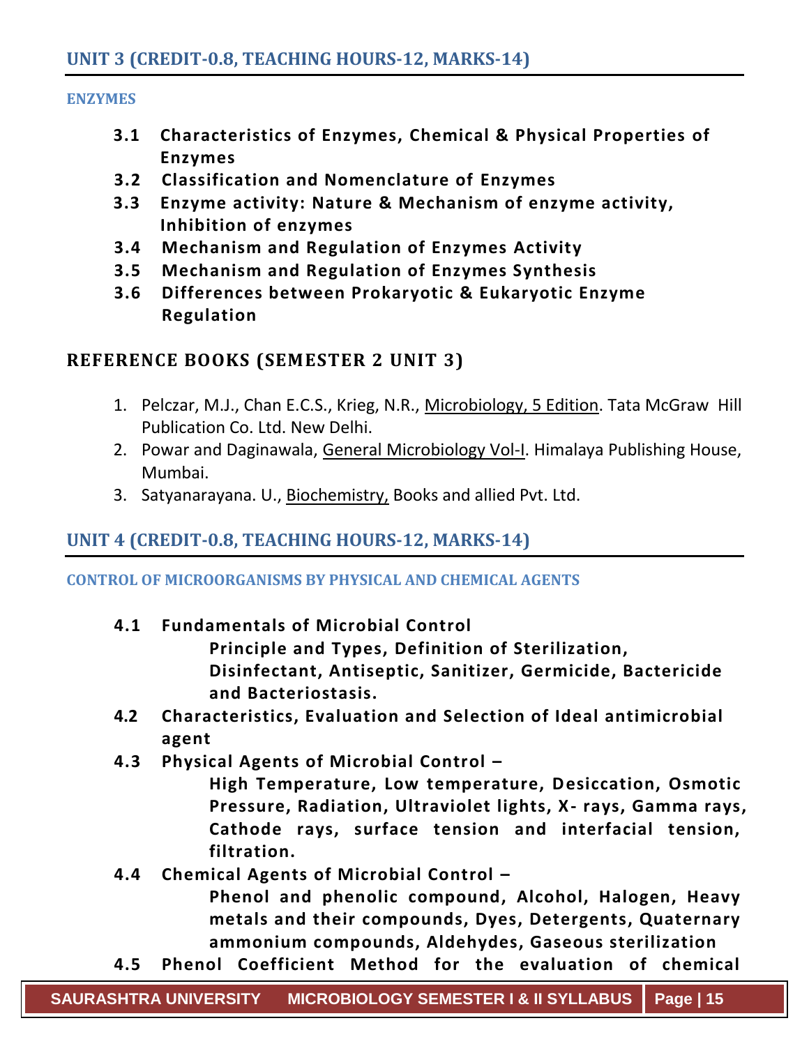## UNIT 3 (CREDIT-0.8, TEACHING HOURS-12, MARKS-14)

### ENZYMES

- **3.1 Characteristics of Enzymes, Chemical & Physical Properties of Enzymes**
- **3.2 Classification and Nomenclature of Enzymes**
- **3.3 Enzyme activity: Nature & Mechanism of enzyme activity, Inhibition of enzymes**
- **3.4 Mechanism and Regulation of Enzymes Activity**
- **3.5 Mechanism and Regulation of Enzymes Synthesis**
- **3.6 Differences between Prokaryotic & Eukaryotic Enzyme Regulation**

## REFERENCE BOOKS (SEMESTER 2 UNIT 3)

1. Pelczar, M.J., Chan E.C.S., Krieg, N.R., Microbiology, 5 Edition. Tata McGraw Hill Publication Co. Ltd. New Delhi.
2. Powar and Daginawala, General Microbiology Vol-I. Himalaya Publishing House, Mumbai.
3. Satyanarayana. U., Biochemistry, Books and allied Pvt. Ltd.

## UNIT 4 (CREDIT-0.8, TEACHING HOURS-12, MARKS-14)

### CONTROL OF MICROORGANISMS BY PHYSICAL AND CHEMICAL AGENTS

- **4.1 Fundamentals of Microbial Control**
  **Principle and Types, Definition of Sterilization, Disinfectant, Antiseptic, Sanitizer, Germicide, Bactericide and Bacteriostasis.**
- **4.2 Characteristics, Evaluation and Selection of Ideal antimicrobial agent**
- **4.3 Physical Agents of Microbial Control –**
  **High Temperature, Low temperature, Desiccation, Osmotic Pressure, Radiation, Ultraviolet lights, X- rays, Gamma rays, Cathode rays, surface tension and interfacial tension, filtration.**
- **4.4 Chemical Agents of Microbial Control –**
  **Phenol and phenolic compound, Alcohol, Halogen, Heavy metals and their compounds, Dyes, Detergents, Quaternary ammonium compounds, Aldehydes, Gaseous sterilization**
- **4.5 Phenol Coefficient Method for the evaluation of chemical**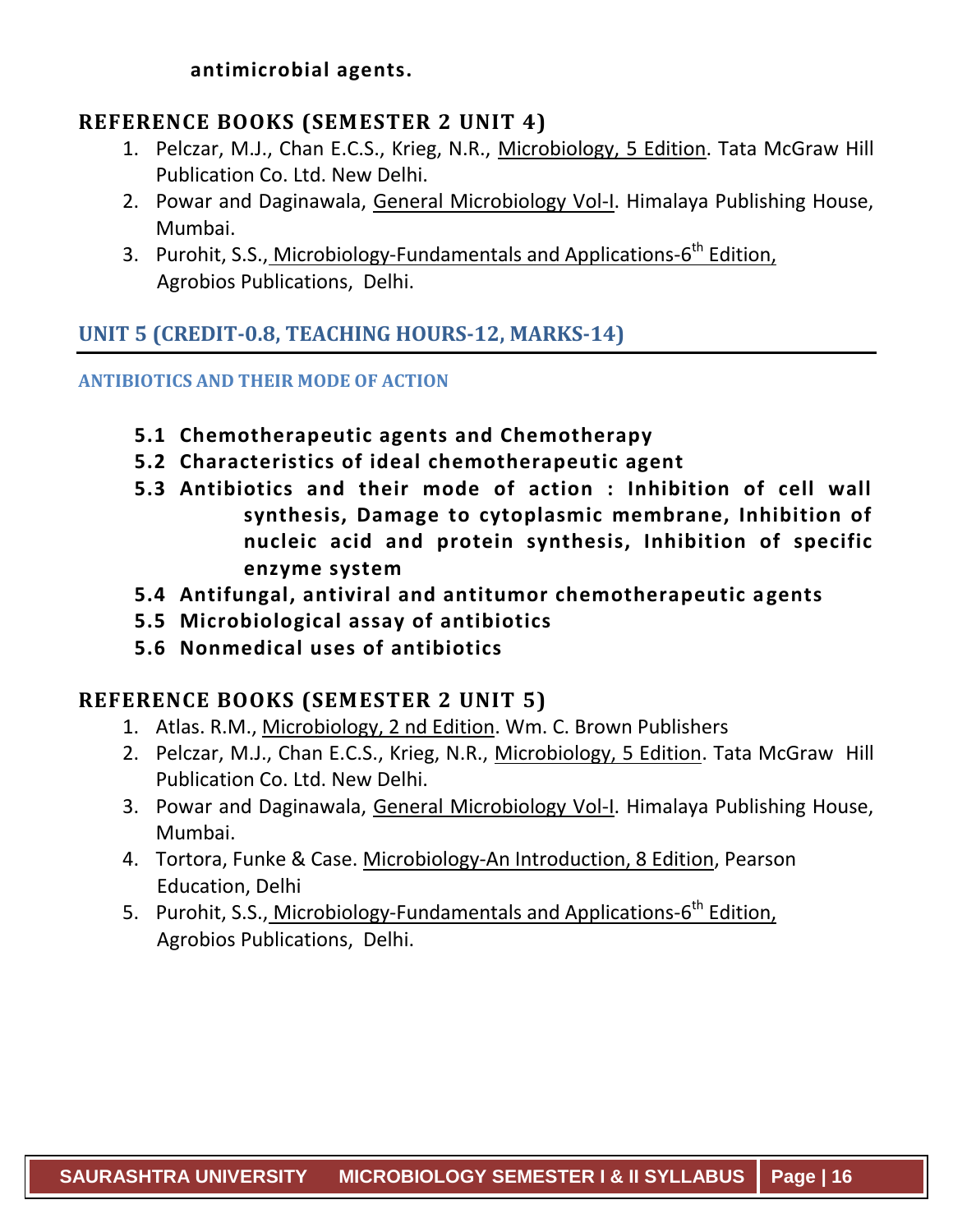**antimicrobial agents.**

## REFERENCE BOOKS (SEMESTER 2 UNIT 4)

1. Pelczar, M.J., Chan E.C.S., Krieg, N.R., Microbiology, 5 Edition. Tata McGraw Hill Publication Co. Ltd. New Delhi.
2. Powar and Daginawala, General Microbiology Vol-I. Himalaya Publishing House, Mumbai.
3. Purohit, S.S., Microbiology-Fundamentals and Applications-6th Edition, Agrobios Publications, Delhi.

## UNIT 5 (CREDIT-0.8, TEACHING HOURS-12, MARKS-14)

### ANTIBIOTICS AND THEIR MODE OF ACTION

- **5.1 Chemotherapeutic agents and Chemotherapy**
- **5.2 Characteristics of ideal chemotherapeutic agent**
- **5.3 Antibiotics and their mode of action : Inhibition of cell wall synthesis, Damage to cytoplasmic membrane, Inhibition of nucleic acid and protein synthesis, Inhibition of specific enzyme system**
- **5.4 Antifungal, antiviral and antitumor chemotherapeutic agents**
- **5.5 Microbiological assay of antibiotics**
- **5.6 Nonmedical uses of antibiotics**

## REFERENCE BOOKS (SEMESTER 2 UNIT 5)

1. Atlas. R.M., Microbiology, 2 nd Edition. Wm. C. Brown Publishers
2. Pelczar, M.J., Chan E.C.S., Krieg, N.R., Microbiology, 5 Edition. Tata McGraw Hill Publication Co. Ltd. New Delhi.
3. Powar and Daginawala, General Microbiology Vol-I. Himalaya Publishing House, Mumbai.
4. Tortora, Funke & Case. Microbiology-An Introduction, 8 Edition, Pearson Education, Delhi
5. Purohit, S.S., Microbiology-Fundamentals and Applications-6th Edition, Agrobios Publications, Delhi.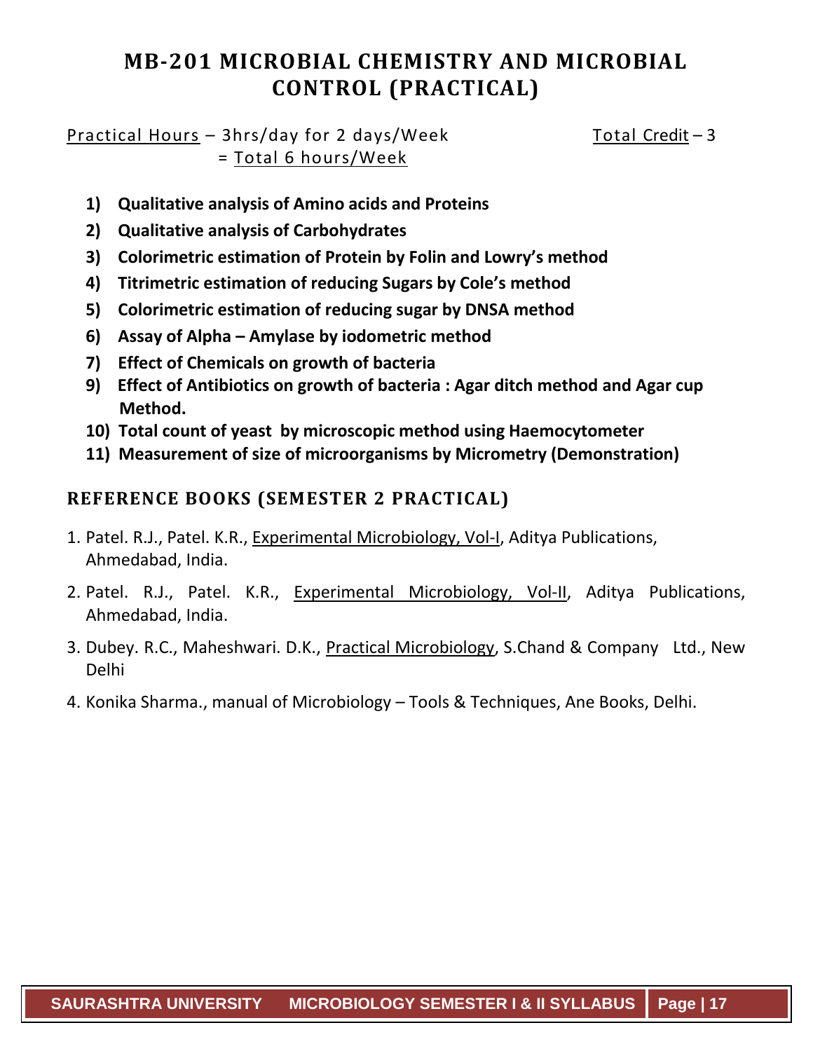# MB-201 MICROBIAL CHEMISTRY AND MICROBIAL CONTROL (PRACTICAL)

Practical Hours – 3hrs/day for 2 days/Week = Total 6 hours/Week

Total Credit – 3

1) **Qualitative analysis of Amino acids and Proteins**
2) **Qualitative analysis of Carbohydrates**
3) **Colorimetric estimation of Protein by Folin and Lowry's method**
4) **Titrimetric estimation of reducing Sugars by Cole's method**
5) **Colorimetric estimation of reducing sugar by DNSA method**
6) **Assay of Alpha – Amylase by iodometric method**
7) **Effect of Chemicals on growth of bacteria**
9) **Effect of Antibiotics on growth of bacteria : Agar ditch method and Agar cup Method.**
10) **Total count of yeast by microscopic method using Haemocytometer**
11) **Measurement of size of microorganisms by Micrometry (Demonstration)**

## REFERENCE BOOKS (SEMESTER 2 PRACTICAL)

1. Patel. R.J., Patel. K.R., Experimental Microbiology, Vol-I, Aditya Publications, Ahmedabad, India.
2. Patel. R.J., Patel. K.R., Experimental Microbiology, Vol-II, Aditya Publications, Ahmedabad, India.
3. Dubey. R.C., Maheshwari. D.K., Practical Microbiology, S.Chand & Company Ltd., New Delhi
4. Konika Sharma., manual of Microbiology – Tools & Techniques, Ane Books, Delhi.